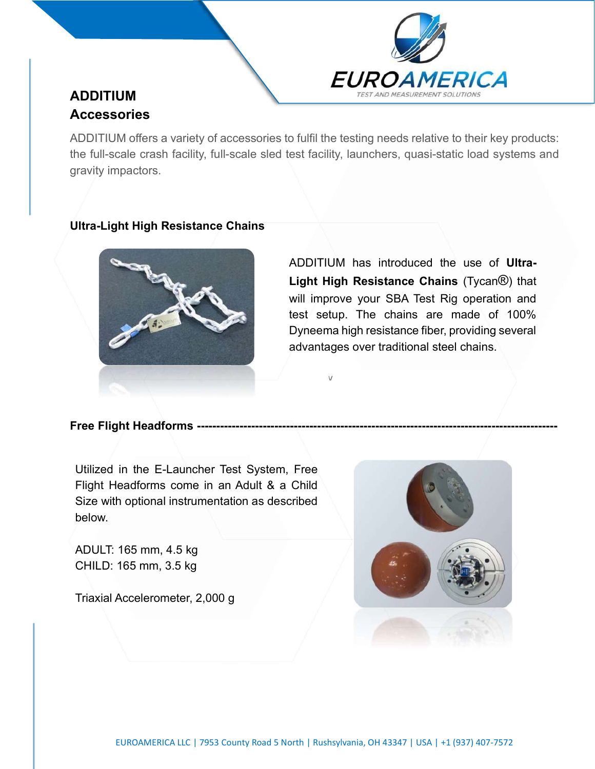# ADDITIUM Accessories

ADDITIUM offers a variety of accessories to fulfil the testing needs relative to their key products: the full-scale crash facility, full-scale sled test facility, launchers, quasi-static load systems and gravity impactors.

## Ultra-Light High Resistance Chains

ADDITIUM has introduced the use of **Ultra-Light High Resistance Chains** (Tycan®) that will improve your SBA Test Rig operation and test setup. The chains are made of 100% Dyneema high resistance fiber, providing several advantages over traditional steel chains.

## Free Flight Headforms

Utilized in the E-Launcher Test System, Free Flight Headforms come in an Adult & a Child Size with optional instrumentation as described below.

ADULT: 165 mm, 4.5 kg
CHILD: 165 mm, 3.5 kg

Triaxial Accelerometer, 2,000 g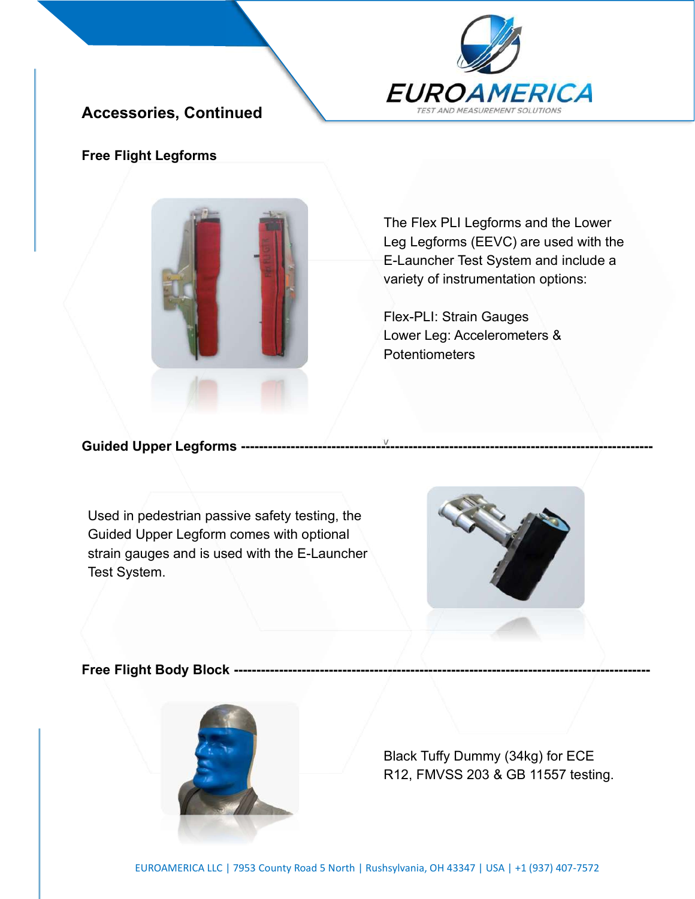## Accessories, Continued

### Free Flight Legforms

The Flex PLI Legforms and the Lower Leg Legforms (EEVC) are used with the E-Launcher Test System and include a variety of instrumentation options:

Flex-PLI: Strain Gauges
Lower Leg: Accelerometers & Potentiometers

### Guided Upper Legforms

Used in pedestrian passive safety testing, the Guided Upper Legform comes with optional strain gauges and is used with the E-Launcher Test System.

### Free Flight Body Block

Black Tuffy Dummy (34kg) for ECE R12, FMVSS 203 & GB 11557 testing.

EUROAMERICA LLC | 7953 County Road 5 North | Rushsylvania, OH 43347 | USA | +1 (937) 407-7572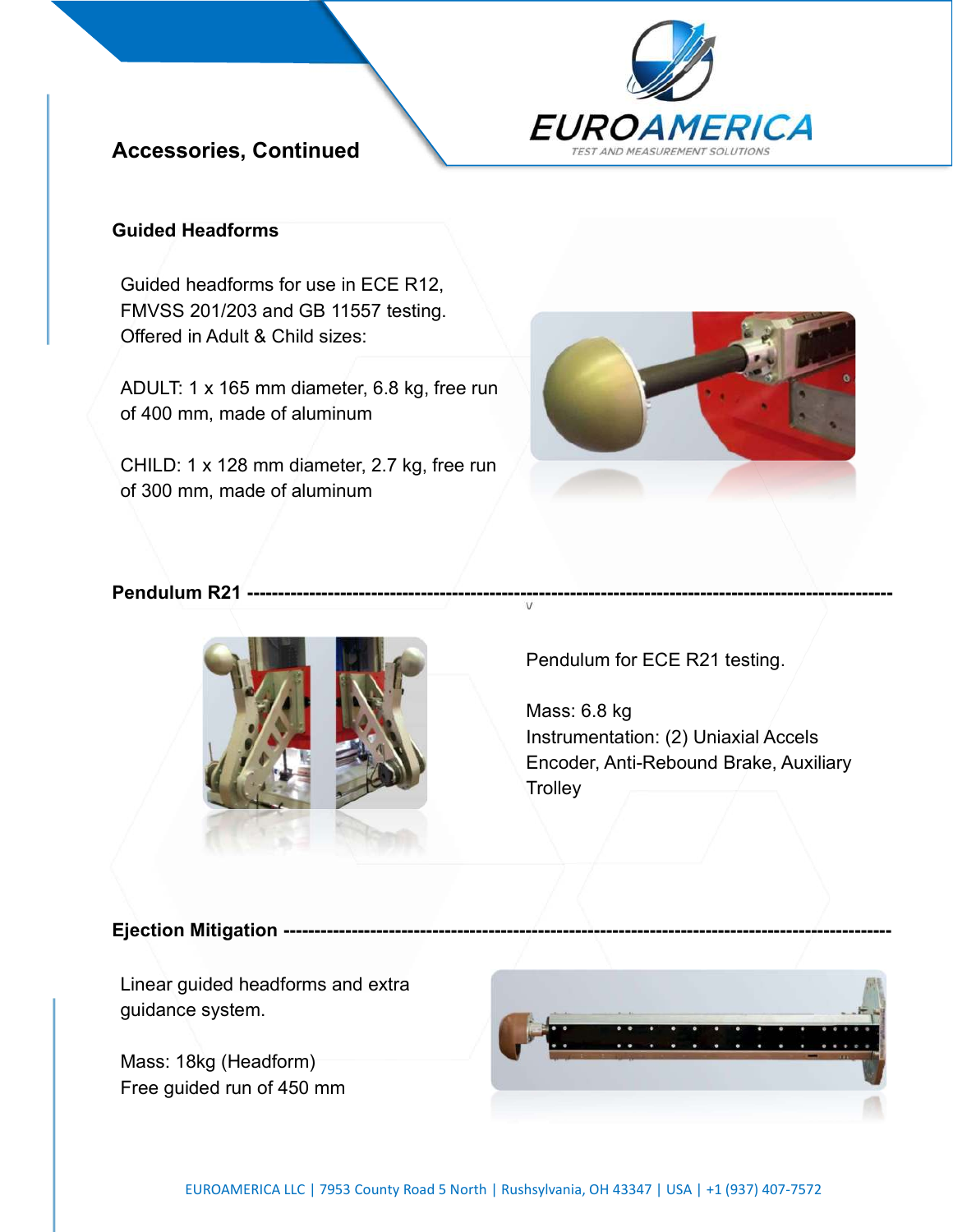## Accessories, Continued

### Guided Headforms

Guided headforms for use in ECE R12, FMVSS 201/203 and GB 11557 testing. Offered in Adult & Child sizes:

ADULT: 1 x 165 mm diameter, 6.8 kg, free run of 400 mm, made of aluminum

CHILD: 1 x 128 mm diameter, 2.7 kg, free run of 300 mm, made of aluminum

### Pendulum R21

Pendulum for ECE R21 testing.

Mass: 6.8 kg
Instrumentation: (2) Uniaxial Accels Encoder, Anti-Rebound Brake, Auxiliary Trolley

### Ejection Mitigation

Linear guided headforms and extra guidance system.

Mass: 18kg (Headform)
Free guided run of 450 mm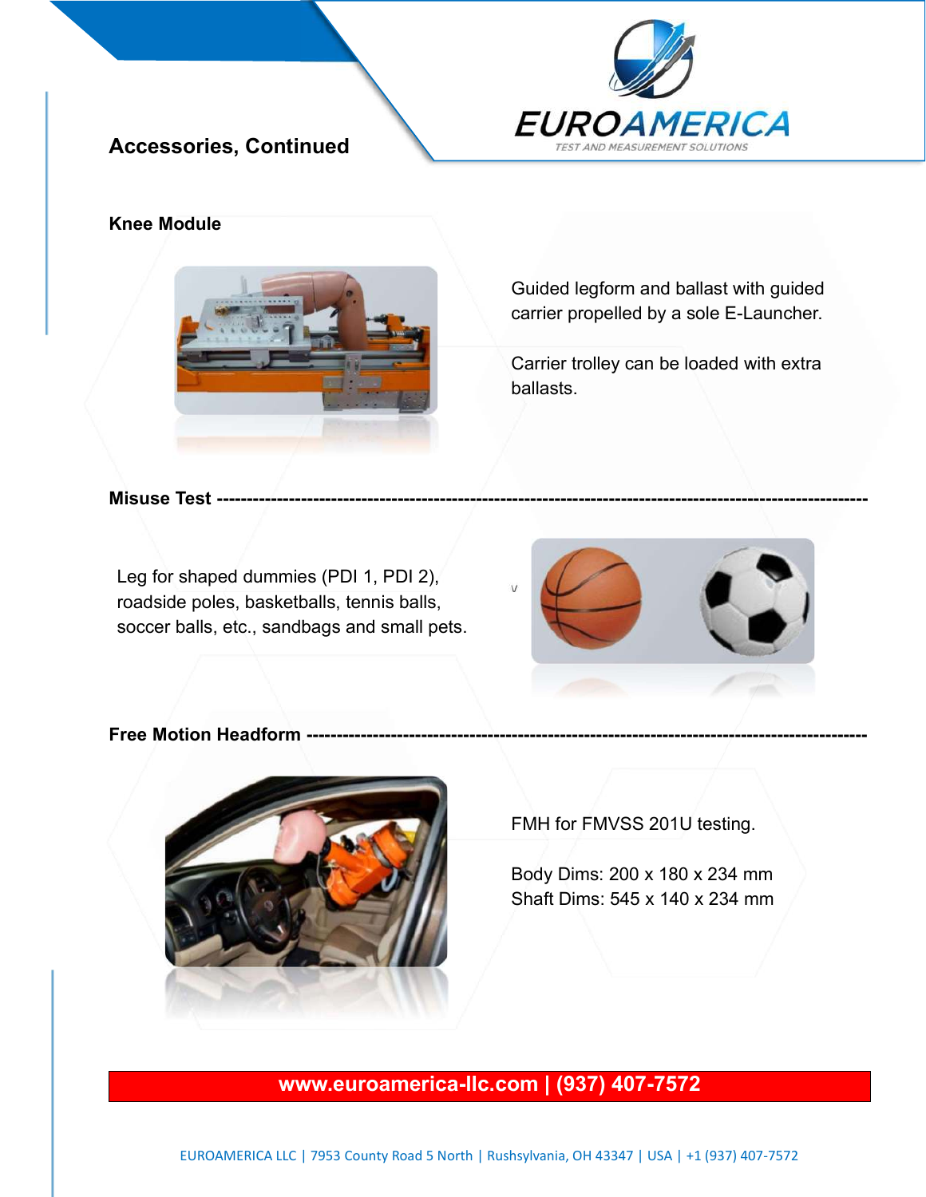## Accessories, Continued

### Knee Module

Guided legform and ballast with guided carrier propelled by a sole E-Launcher.

Carrier trolley can be loaded with extra ballasts.

### Misuse Test

Leg for shaped dummies (PDI 1, PDI 2), roadside poles, basketballs, tennis balls, soccer balls, etc., sandbags and small pets.

### Free Motion Headform

FMH for FMVSS 201U testing.

Body Dims: 200 x 180 x 234 mm
Shaft Dims: 545 x 140 x 234 mm

**www.euroamerica-llc.com | (937) 407-7572**

EUROAMERICA LLC | 7953 County Road 5 North | Rushsylvania, OH 43347 | USA | +1 (937) 407-7572